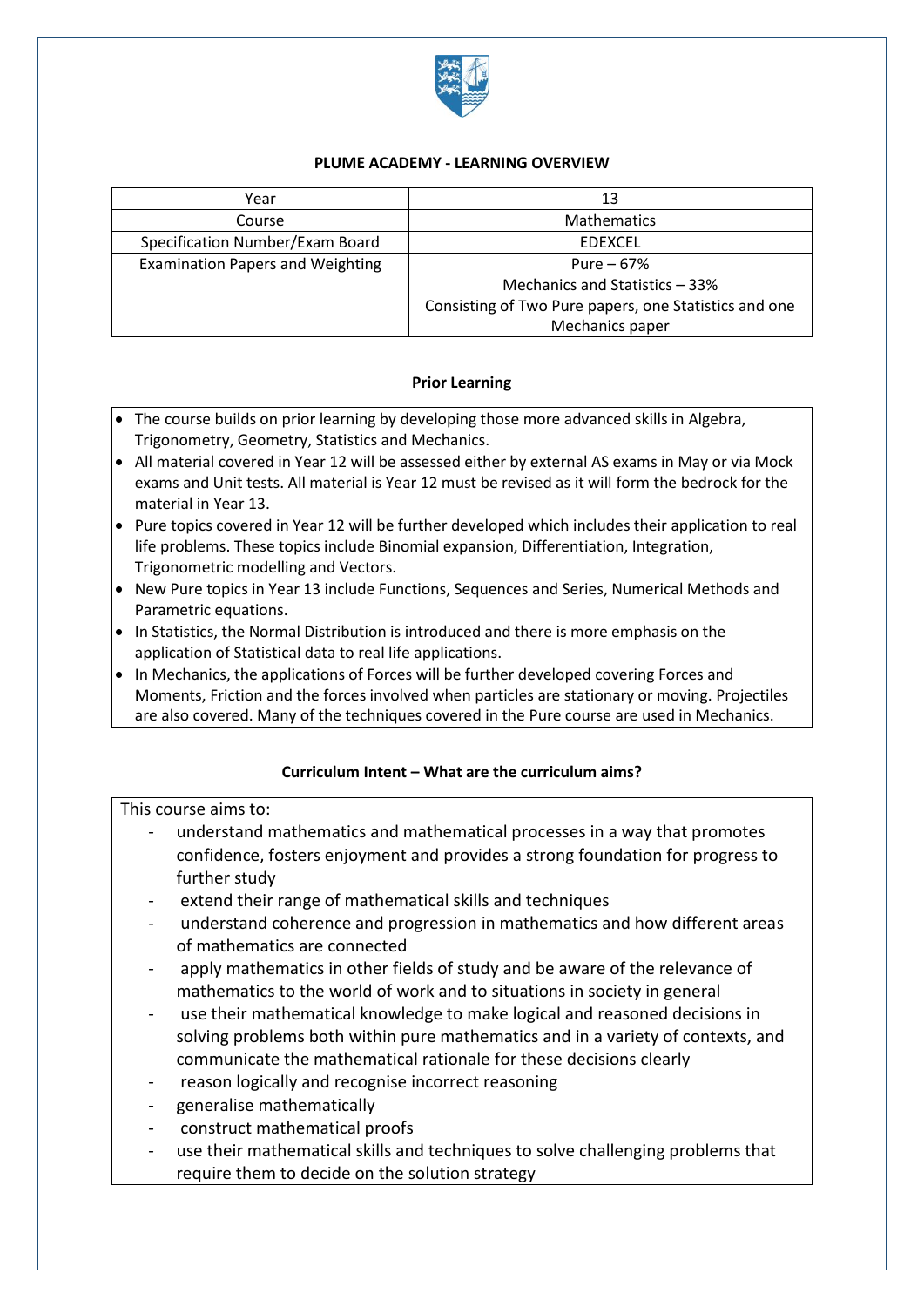**PLUME ACADEMY - LEARNING OVERVIEW**

| Year | 13 |
|---|---|
| Course | Mathematics |
| Specification Number/Exam Board | EDEXCEL |
| Examination Papers and Weighting | Pure – 67%<br>Mechanics and Statistics – 33%<br>Consisting of Two Pure papers, one Statistics and one Mechanics paper |

**Prior Learning**

- The course builds on prior learning by developing those more advanced skills in Algebra, Trigonometry, Geometry, Statistics and Mechanics.
- All material covered in Year 12 will be assessed either by external AS exams in May or via Mock exams and Unit tests. All material is Year 12 must be revised as it will form the bedrock for the material in Year 13.
- Pure topics covered in Year 12 will be further developed which includes their application to real life problems. These topics include Binomial expansion, Differentiation, Integration, Trigonometric modelling and Vectors.
- New Pure topics in Year 13 include Functions, Sequences and Series, Numerical Methods and Parametric equations.
- In Statistics, the Normal Distribution is introduced and there is more emphasis on the application of Statistical data to real life applications.
- In Mechanics, the applications of Forces will be further developed covering Forces and Moments, Friction and the forces involved when particles are stationary or moving. Projectiles are also covered. Many of the techniques covered in the Pure course are used in Mechanics.

**Curriculum Intent – What are the curriculum aims?**

This course aims to:

- understand mathematics and mathematical processes in a way that promotes confidence, fosters enjoyment and provides a strong foundation for progress to further study
- extend their range of mathematical skills and techniques
- understand coherence and progression in mathematics and how different areas of mathematics are connected
- apply mathematics in other fields of study and be aware of the relevance of mathematics to the world of work and to situations in society in general
- use their mathematical knowledge to make logical and reasoned decisions in solving problems both within pure mathematics and in a variety of contexts, and communicate the mathematical rationale for these decisions clearly
- reason logically and recognise incorrect reasoning
- generalise mathematically
- construct mathematical proofs
- use their mathematical skills and techniques to solve challenging problems that require them to decide on the solution strategy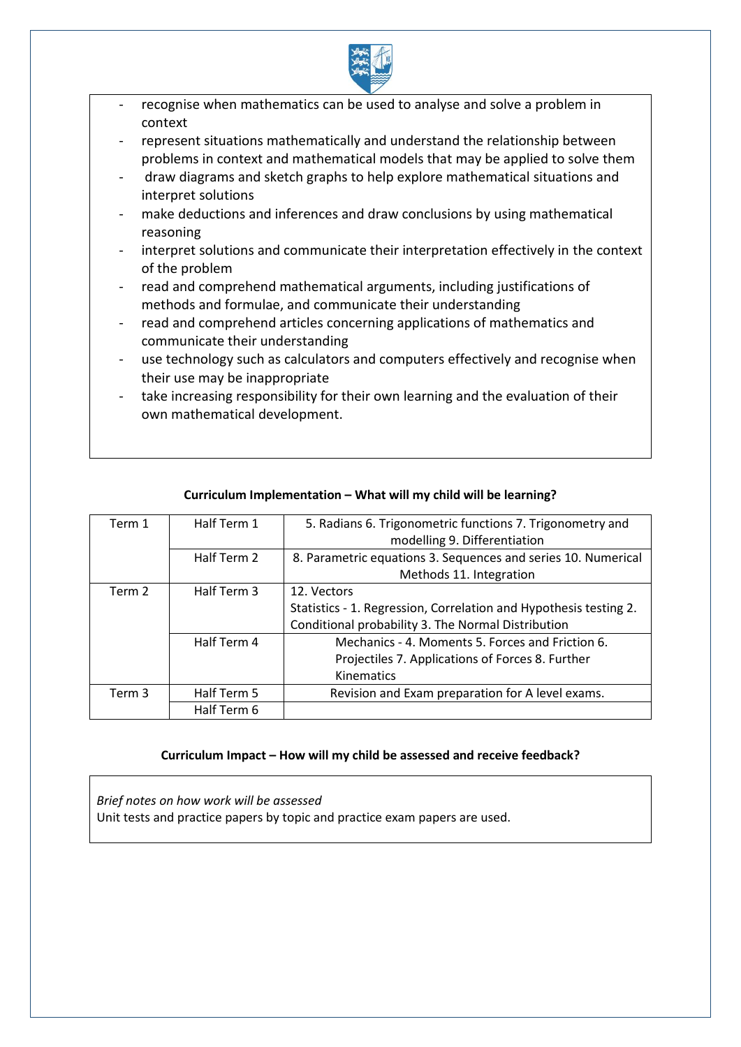- recognise when mathematics can be used to analyse and solve a problem in context
- represent situations mathematically and understand the relationship between problems in context and mathematical models that may be applied to solve them
- draw diagrams and sketch graphs to help explore mathematical situations and interpret solutions
- make deductions and inferences and draw conclusions by using mathematical reasoning
- interpret solutions and communicate their interpretation effectively in the context of the problem
- read and comprehend mathematical arguments, including justifications of methods and formulae, and communicate their understanding
- read and comprehend articles concerning applications of mathematics and communicate their understanding
- use technology such as calculators and computers effectively and recognise when their use may be inappropriate
- take increasing responsibility for their own learning and the evaluation of their own mathematical development.

**Curriculum Implementation – What will my child will be learning?**

| | | |
|---|---|---|
| Term 1 | Half Term 1 | 5. Radians 6. Trigonometric functions 7. Trigonometry and modelling 9. Differentiation |
| | Half Term 2 | 8. Parametric equations 3. Sequences and series 10. Numerical Methods 11. Integration |
| Term 2 | Half Term 3 | 12. Vectors<br>Statistics - 1. Regression, Correlation and Hypothesis testing 2. Conditional probability 3. The Normal Distribution |
| | Half Term 4 | Mechanics - 4. Moments 5. Forces and Friction 6. Projectiles 7. Applications of Forces 8. Further Kinematics |
| Term 3 | Half Term 5 | Revision and Exam preparation for A level exams. |
| | Half Term 6 | |

**Curriculum Impact – How will my child be assessed and receive feedback?**

*Brief notes on how work will be assessed*

Unit tests and practice papers by topic and practice exam papers are used.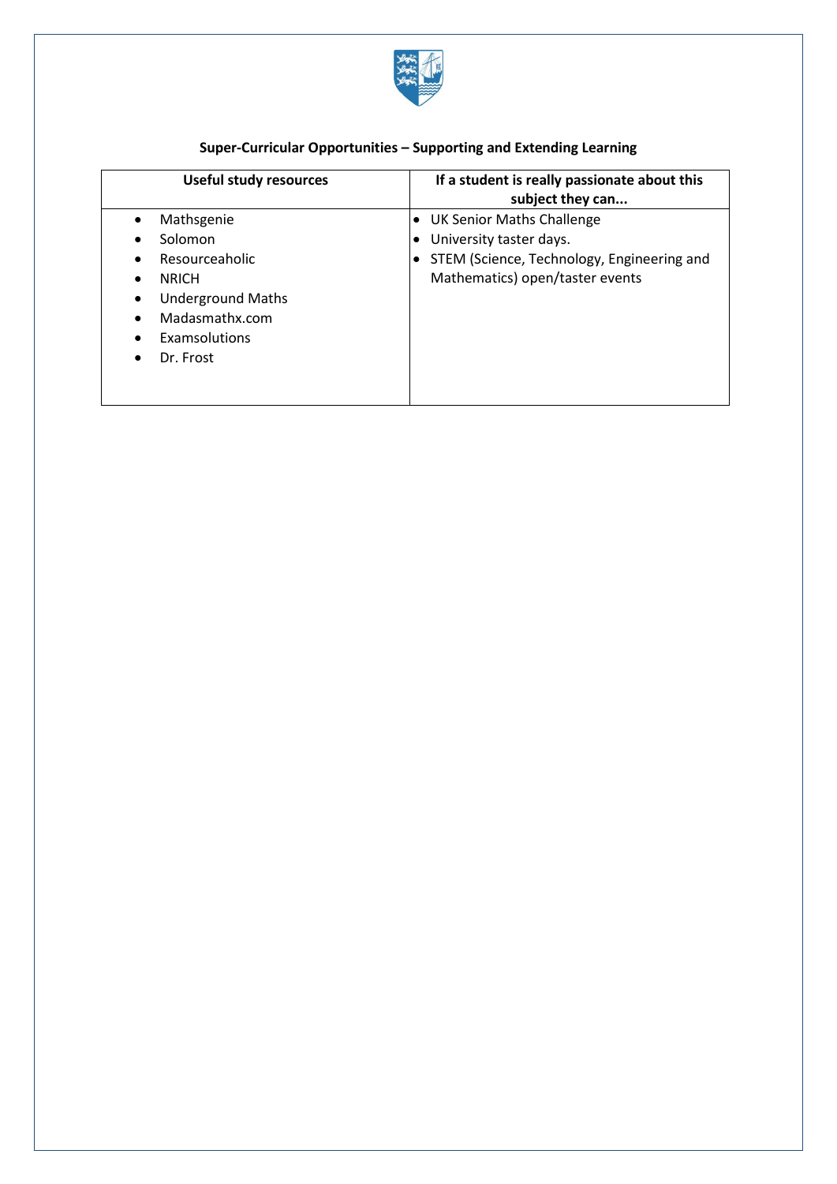**Super-Curricular Opportunities – Supporting and Extending Learning**

| Useful study resources | If a student is really passionate about this subject they can... |
|---|---|
| • Mathsgenie<br>• Solomon<br>• Resourceaholic<br>• NRICH<br>• Underground Maths<br>• Madasmathx.com<br>• Examsolutions<br>• Dr. Frost | • UK Senior Maths Challenge<br>• University taster days.<br>• STEM (Science, Technology, Engineering and Mathematics) open/taster events |